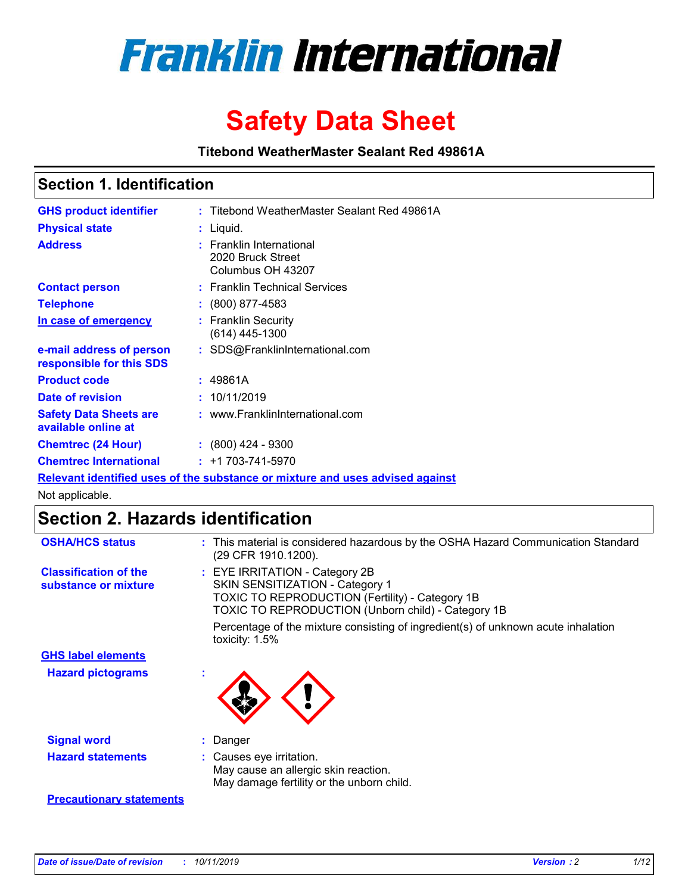# Franklin International

# Safety Data Sheet

**Titebond WeatherMaster Sealant Red 49861A**

## Section 1. Identification

| | | |
|---|---|---|
| **GHS product identifier** | : | Titebond WeatherMaster Sealant Red 49861A |
| **Physical state** | : | Liquid. |
| **Address** | : | Franklin International<br>2020 Bruck Street<br>Columbus OH 43207 |
| **Contact person** | : | Franklin Technical Services |
| **Telephone** | : | (800) 877-4583 |
| **In case of emergency** | : | Franklin Security<br>(614) 445-1300 |
| **e-mail address of person responsible for this SDS** | : | SDS@FranklinInternational.com |
| **Product code** | : | 49861A |
| **Date of revision** | : | 10/11/2019 |
| **Safety Data Sheets are available online at** | : | www.FranklinInternational.com |
| **Chemtrec (24 Hour)** | : | (800) 424 - 9300 |
| **Chemtrec International** | : | +1 703-741-5970 |

**Relevant identified uses of the substance or mixture and uses advised against**

Not applicable.

## Section 2. Hazards identification

| | | |
|---|---|---|
| **OSHA/HCS status** | : | This material is considered hazardous by the OSHA Hazard Communication Standard (29 CFR 1910.1200). |
| **Classification of the substance or mixture** | : | EYE IRRITATION - Category 2B<br>SKIN SENSITIZATION - Category 1<br>TOXIC TO REPRODUCTION (Fertility) - Category 1B<br>TOXIC TO REPRODUCTION (Unborn child) - Category 1B<br><br>Percentage of the mixture consisting of ingredient(s) of unknown acute inhalation toxicity: 1.5% |

**GHS label elements**

| | | |
|---|---|---|
| **Hazard pictograms** | : | |
| **Signal word** | : | Danger |
| **Hazard statements** | : | Causes eye irritation.<br>May cause an allergic skin reaction.<br>May damage fertility or the unborn child. |

**Precautionary statements**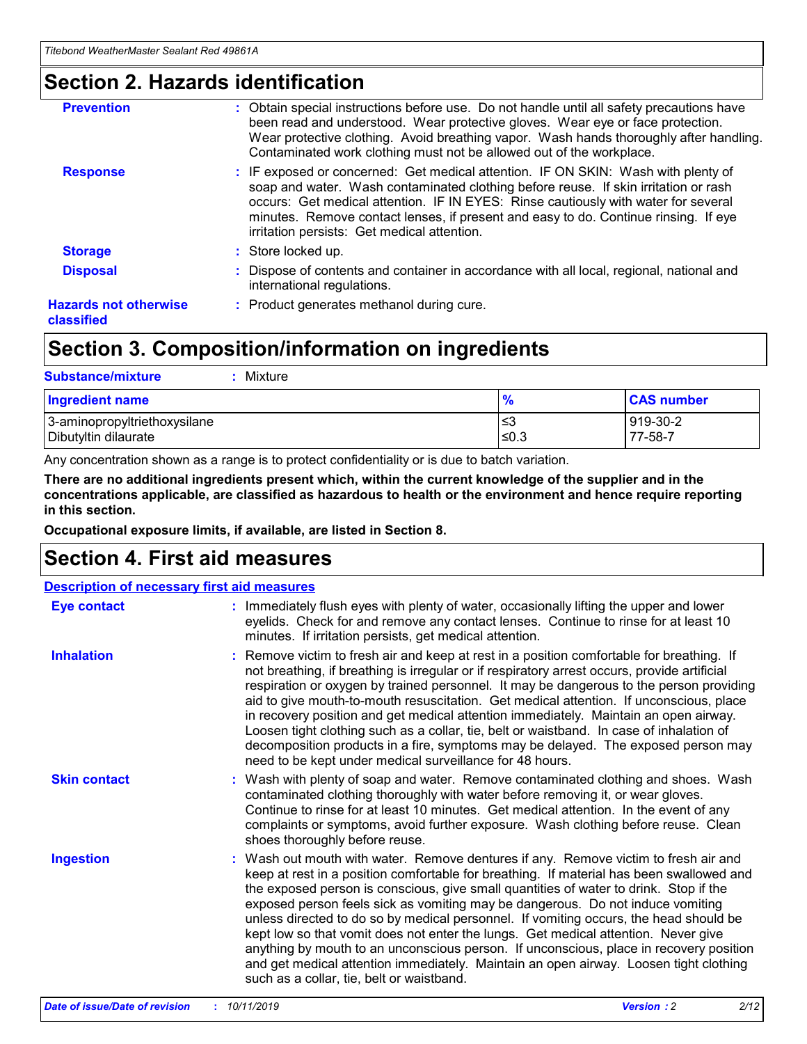## Section 2. Hazards identification

| | |
|---|---|
| **Prevention** | : Obtain special instructions before use. Do not handle until all safety precautions have been read and understood. Wear protective gloves. Wear eye or face protection. Wear protective clothing. Avoid breathing vapor. Wash hands thoroughly after handling. Contaminated work clothing must not be allowed out of the workplace. |
| **Response** | : IF exposed or concerned: Get medical attention. IF ON SKIN: Wash with plenty of soap and water. Wash contaminated clothing before reuse. If skin irritation or rash occurs: Get medical attention. IF IN EYES: Rinse cautiously with water for several minutes. Remove contact lenses, if present and easy to do. Continue rinsing. If eye irritation persists: Get medical attention. |
| **Storage** | : Store locked up. |
| **Disposal** | : Dispose of contents and container in accordance with all local, regional, national and international regulations. |
| **Hazards not otherwise classified** | : Product generates methanol during cure. |

## Section 3. Composition/information on ingredients

**Substance/mixture** : Mixture

| Ingredient name | % | CAS number |
|---|---|---|
| 3-aminopropyltriethoxysilane | ≤3 | 919-30-2 |
| Dibutyltin dilaurate | ≤0.3 | 77-58-7 |

Any concentration shown as a range is to protect confidentiality or is due to batch variation.

**There are no additional ingredients present which, within the current knowledge of the supplier and in the concentrations applicable, are classified as hazardous to health or the environment and hence require reporting in this section.**

**Occupational exposure limits, if available, are listed in Section 8.**

## Section 4. First aid measures

**Description of necessary first aid measures**

| | |
|---|---|
| **Eye contact** | : Immediately flush eyes with plenty of water, occasionally lifting the upper and lower eyelids. Check for and remove any contact lenses. Continue to rinse for at least 10 minutes. If irritation persists, get medical attention. |
| **Inhalation** | : Remove victim to fresh air and keep at rest in a position comfortable for breathing. If not breathing, if breathing is irregular or if respiratory arrest occurs, provide artificial respiration or oxygen by trained personnel. It may be dangerous to the person providing aid to give mouth-to-mouth resuscitation. Get medical attention. If unconscious, place in recovery position and get medical attention immediately. Maintain an open airway. Loosen tight clothing such as a collar, tie, belt or waistband. In case of inhalation of decomposition products in a fire, symptoms may be delayed. The exposed person may need to be kept under medical surveillance for 48 hours. |
| **Skin contact** | : Wash with plenty of soap and water. Remove contaminated clothing and shoes. Wash contaminated clothing thoroughly with water before removing it, or wear gloves. Continue to rinse for at least 10 minutes. Get medical attention. In the event of any complaints or symptoms, avoid further exposure. Wash clothing before reuse. Clean shoes thoroughly before reuse. |
| **Ingestion** | : Wash out mouth with water. Remove dentures if any. Remove victim to fresh air and keep at rest in a position comfortable for breathing. If material has been swallowed and the exposed person is conscious, give small quantities of water to drink. Stop if the exposed person feels sick as vomiting may be dangerous. Do not induce vomiting unless directed to do so by medical personnel. If vomiting occurs, the head should be kept low so that vomit does not enter the lungs. Get medical attention. Never give anything by mouth to an unconscious person. If unconscious, place in recovery position and get medical attention immediately. Maintain an open airway. Loosen tight clothing such as a collar, tie, belt or waistband. |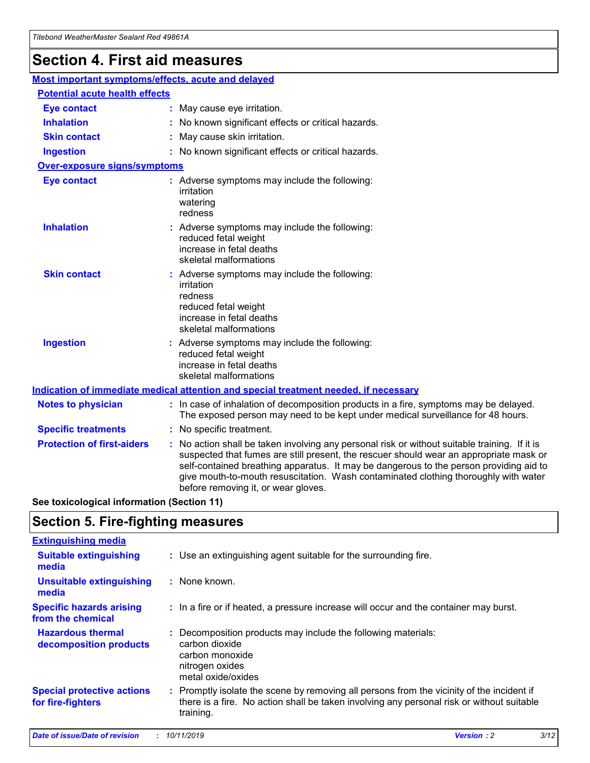# Section 4. First aid measures

## Most important symptoms/effects, acute and delayed

### Potential acute health effects

**Eye contact** : May cause eye irritation.

**Inhalation** : No known significant effects or critical hazards.

**Skin contact** : May cause skin irritation.

**Ingestion** : No known significant effects or critical hazards.

### Over-exposure signs/symptoms

**Eye contact** : Adverse symptoms may include the following:
irritation
watering
redness

**Inhalation** : Adverse symptoms may include the following:
reduced fetal weight
increase in fetal deaths
skeletal malformations

**Skin contact** : Adverse symptoms may include the following:
irritation
redness
reduced fetal weight
increase in fetal deaths
skeletal malformations

**Ingestion** : Adverse symptoms may include the following:
reduced fetal weight
increase in fetal deaths
skeletal malformations

## Indication of immediate medical attention and special treatment needed, if necessary

**Notes to physician** : In case of inhalation of decomposition products in a fire, symptoms may be delayed. The exposed person may need to be kept under medical surveillance for 48 hours.

**Specific treatments** : No specific treatment.

**Protection of first-aiders** : No action shall be taken involving any personal risk or without suitable training. If it is suspected that fumes are still present, the rescuer should wear an appropriate mask or self-contained breathing apparatus. It may be dangerous to the person providing aid to give mouth-to-mouth resuscitation. Wash contaminated clothing thoroughly with water before removing it, or wear gloves.

**See toxicological information (Section 11)**

# Section 5. Fire-fighting measures

## Extinguishing media

**Suitable extinguishing media** : Use an extinguishing agent suitable for the surrounding fire.

**Unsuitable extinguishing media** : None known.

**Specific hazards arising from the chemical** : In a fire or if heated, a pressure increase will occur and the container may burst.

**Hazardous thermal decomposition products** : Decomposition products may include the following materials:
carbon dioxide
carbon monoxide
nitrogen oxides
metal oxide/oxides

**Special protective actions for fire-fighters** : Promptly isolate the scene by removing all persons from the vicinity of the incident if there is a fire. No action shall be taken involving any personal risk or without suitable training.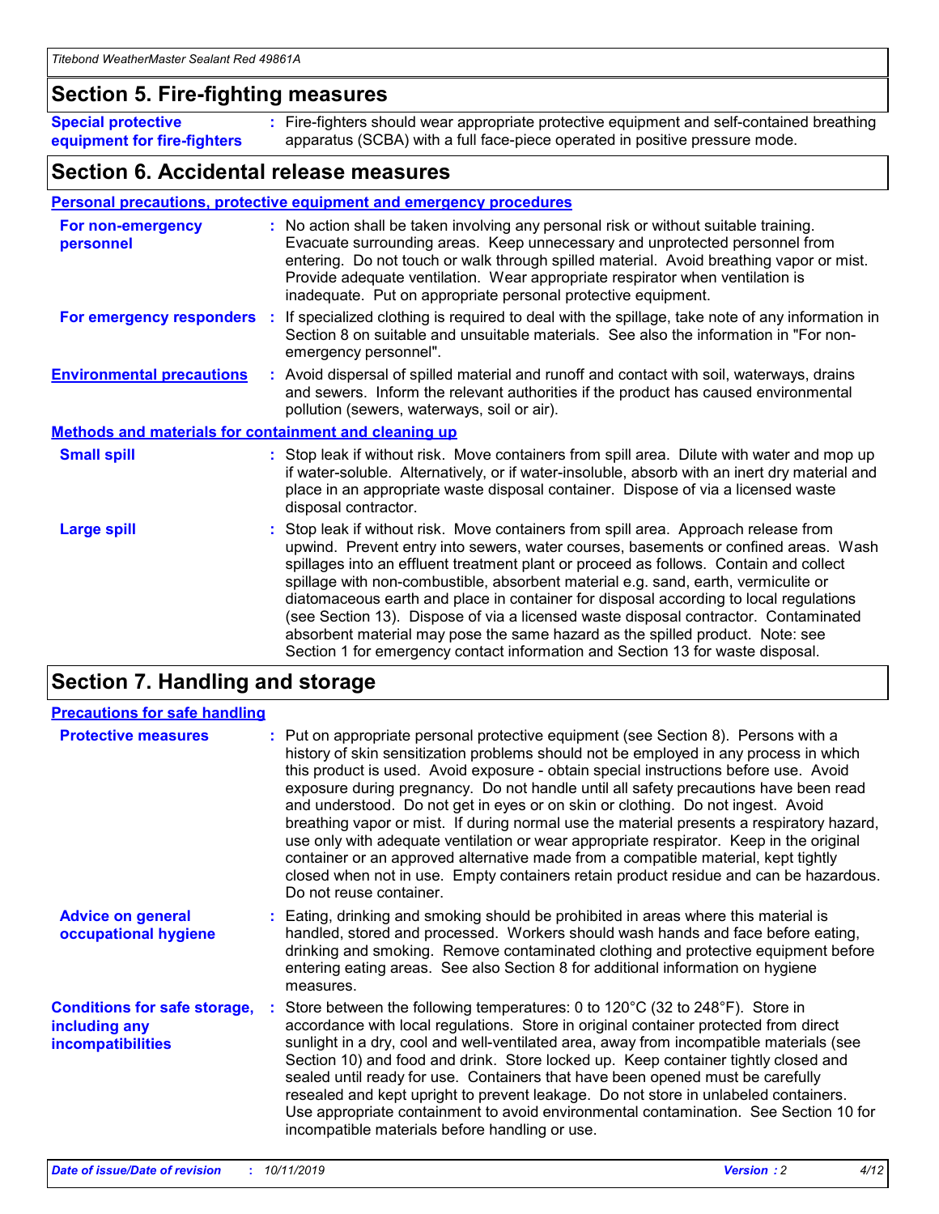## Section 5. Fire-fighting measures

**Special protective equipment for fire-fighters** : Fire-fighters should wear appropriate protective equipment and self-contained breathing apparatus (SCBA) with a full face-piece operated in positive pressure mode.

## Section 6. Accidental release measures

**Personal precautions, protective equipment and emergency procedures**

**For non-emergency personnel** : No action shall be taken involving any personal risk or without suitable training. Evacuate surrounding areas. Keep unnecessary and unprotected personnel from entering. Do not touch or walk through spilled material. Avoid breathing vapor or mist. Provide adequate ventilation. Wear appropriate respirator when ventilation is inadequate. Put on appropriate personal protective equipment.

**For emergency responders** : If specialized clothing is required to deal with the spillage, take note of any information in Section 8 on suitable and unsuitable materials. See also the information in "For non-emergency personnel".

**Environmental precautions** : Avoid dispersal of spilled material and runoff and contact with soil, waterways, drains and sewers. Inform the relevant authorities if the product has caused environmental pollution (sewers, waterways, soil or air).

**Methods and materials for containment and cleaning up**

**Small spill** : Stop leak if without risk. Move containers from spill area. Dilute with water and mop up if water-soluble. Alternatively, or if water-insoluble, absorb with an inert dry material and place in an appropriate waste disposal container. Dispose of via a licensed waste disposal contractor.

**Large spill** : Stop leak if without risk. Move containers from spill area. Approach release from upwind. Prevent entry into sewers, water courses, basements or confined areas. Wash spillages into an effluent treatment plant or proceed as follows. Contain and collect spillage with non-combustible, absorbent material e.g. sand, earth, vermiculite or diatomaceous earth and place in container for disposal according to local regulations (see Section 13). Dispose of via a licensed waste disposal contractor. Contaminated absorbent material may pose the same hazard as the spilled product. Note: see Section 1 for emergency contact information and Section 13 for waste disposal.

## Section 7. Handling and storage

**Precautions for safe handling**

**Protective measures** : Put on appropriate personal protective equipment (see Section 8). Persons with a history of skin sensitization problems should not be employed in any process in which this product is used. Avoid exposure - obtain special instructions before use. Avoid exposure during pregnancy. Do not handle until all safety precautions have been read and understood. Do not get in eyes or on skin or clothing. Do not ingest. Avoid breathing vapor or mist. If during normal use the material presents a respiratory hazard, use only with adequate ventilation or wear appropriate respirator. Keep in the original container or an approved alternative made from a compatible material, kept tightly closed when not in use. Empty containers retain product residue and can be hazardous. Do not reuse container.

**Advice on general occupational hygiene** : Eating, drinking and smoking should be prohibited in areas where this material is handled, stored and processed. Workers should wash hands and face before eating, drinking and smoking. Remove contaminated clothing and protective equipment before entering eating areas. See also Section 8 for additional information on hygiene measures.

**Conditions for safe storage, including any incompatibilities** : Store between the following temperatures: 0 to 120°C (32 to 248°F). Store in accordance with local regulations. Store in original container protected from direct sunlight in a dry, cool and well-ventilated area, away from incompatible materials (see Section 10) and food and drink. Store locked up. Keep container tightly closed and sealed until ready for use. Containers that have been opened must be carefully resealed and kept upright to prevent leakage. Do not store in unlabeled containers. Use appropriate containment to avoid environmental contamination. See Section 10 for incompatible materials before handling or use.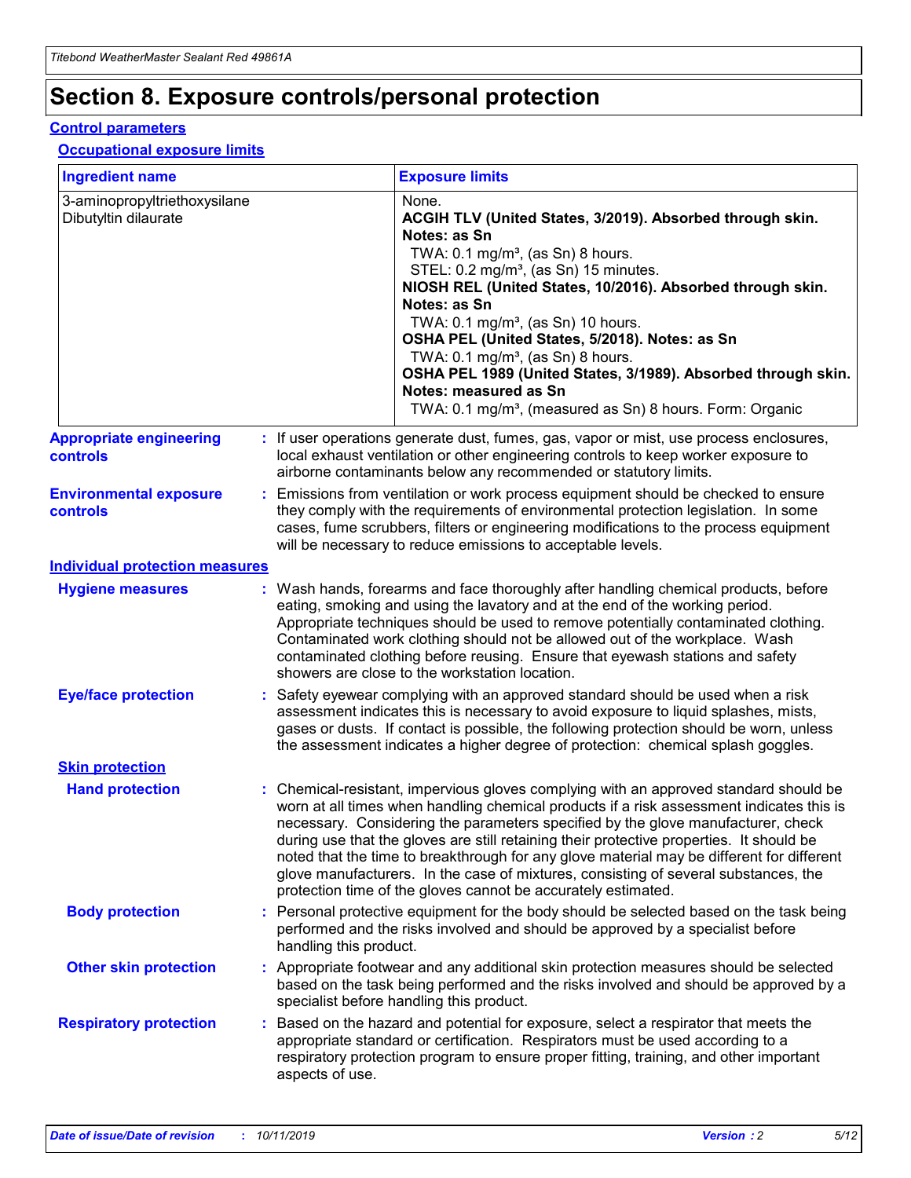# Section 8. Exposure controls/personal protection

## Control parameters

### Occupational exposure limits

| Ingredient name | Exposure limits |
| --- | --- |
| 3-aminopropyltriethoxysilane<br>Dibutyltin dilaurate | None.<br>**ACGIH TLV (United States, 3/2019). Absorbed through skin. Notes: as Sn**<br>TWA: 0.1 mg/m³, (as Sn) 8 hours.<br>STEL: 0.2 mg/m³, (as Sn) 15 minutes.<br>**NIOSH REL (United States, 10/2016). Absorbed through skin. Notes: as Sn**<br>TWA: 0.1 mg/m³, (as Sn) 10 hours.<br>**OSHA PEL (United States, 5/2018). Notes: as Sn**<br>TWA: 0.1 mg/m³, (as Sn) 8 hours.<br>**OSHA PEL 1989 (United States, 3/1989). Absorbed through skin. Notes: measured as Sn**<br>TWA: 0.1 mg/m³, (measured as Sn) 8 hours. Form: Organic |

**Appropriate engineering controls** : If user operations generate dust, fumes, gas, vapor or mist, use process enclosures, local exhaust ventilation or other engineering controls to keep worker exposure to airborne contaminants below any recommended or statutory limits.

**Environmental exposure controls** : Emissions from ventilation or work process equipment should be checked to ensure they comply with the requirements of environmental protection legislation. In some cases, fume scrubbers, filters or engineering modifications to the process equipment will be necessary to reduce emissions to acceptable levels.

## Individual protection measures

**Hygiene measures** : Wash hands, forearms and face thoroughly after handling chemical products, before eating, smoking and using the lavatory and at the end of the working period. Appropriate techniques should be used to remove potentially contaminated clothing. Contaminated work clothing should not be allowed out of the workplace. Wash contaminated clothing before reusing. Ensure that eyewash stations and safety showers are close to the workstation location.

**Eye/face protection** : Safety eyewear complying with an approved standard should be used when a risk assessment indicates this is necessary to avoid exposure to liquid splashes, mists, gases or dusts. If contact is possible, the following protection should be worn, unless the assessment indicates a higher degree of protection: chemical splash goggles.

### Skin protection

**Hand protection** : Chemical-resistant, impervious gloves complying with an approved standard should be worn at all times when handling chemical products if a risk assessment indicates this is necessary. Considering the parameters specified by the glove manufacturer, check during use that the gloves are still retaining their protective properties. It should be noted that the time to breakthrough for any glove material may be different for different glove manufacturers. In the case of mixtures, consisting of several substances, the protection time of the gloves cannot be accurately estimated.

**Body protection** : Personal protective equipment for the body should be selected based on the task being performed and the risks involved and should be approved by a specialist before handling this product.

**Other skin protection** : Appropriate footwear and any additional skin protection measures should be selected based on the task being performed and the risks involved and should be approved by a specialist before handling this product.

**Respiratory protection** : Based on the hazard and potential for exposure, select a respirator that meets the appropriate standard or certification. Respirators must be used according to a respiratory protection program to ensure proper fitting, training, and other important aspects of use.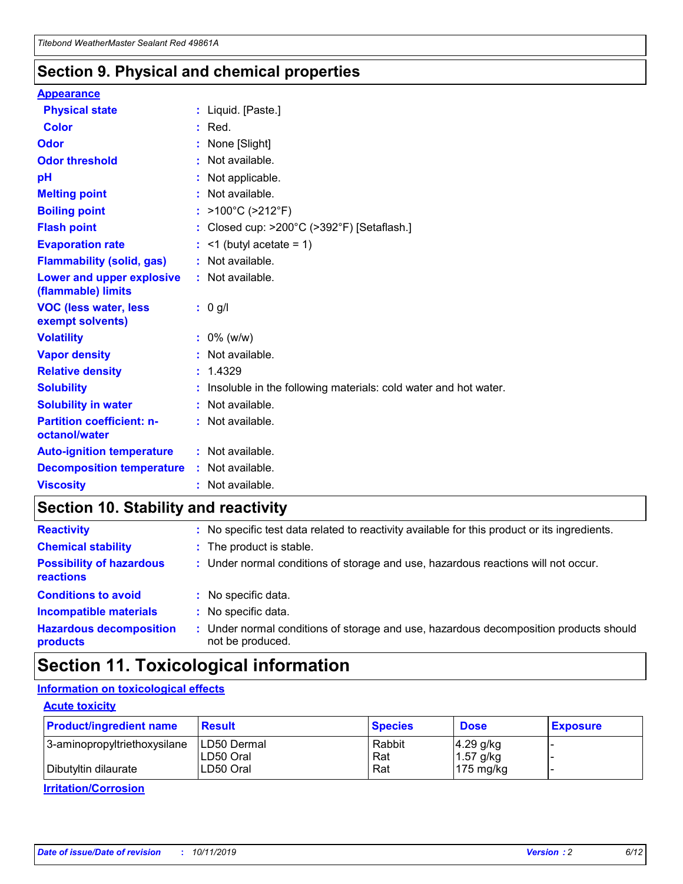## Section 9. Physical and chemical properties

### Appearance

| | |
|---|---|
| **Physical state** | : Liquid. [Paste.] |
| **Color** | : Red. |
| **Odor** | : None [Slight] |
| **Odor threshold** | : Not available. |
| **pH** | : Not applicable. |
| **Melting point** | : Not available. |
| **Boiling point** | : >100°C (>212°F) |
| **Flash point** | : Closed cup: >200°C (>392°F) [Setaflash.] |
| **Evaporation rate** | : <1 (butyl acetate = 1) |
| **Flammability (solid, gas)** | : Not available. |
| **Lower and upper explosive (flammable) limits** | : Not available. |
| **VOC (less water, less exempt solvents)** | : 0 g/l |
| **Volatility** | : 0% (w/w) |
| **Vapor density** | : Not available. |
| **Relative density** | : 1.4329 |
| **Solubility** | : Insoluble in the following materials: cold water and hot water. |
| **Solubility in water** | : Not available. |
| **Partition coefficient: n-octanol/water** | : Not available. |
| **Auto-ignition temperature** | : Not available. |
| **Decomposition temperature** | : Not available. |
| **Viscosity** | : Not available. |

## Section 10. Stability and reactivity

| | |
|---|---|
| **Reactivity** | : No specific test data related to reactivity available for this product or its ingredients. |
| **Chemical stability** | : The product is stable. |
| **Possibility of hazardous reactions** | : Under normal conditions of storage and use, hazardous reactions will not occur. |
| **Conditions to avoid** | : No specific data. |
| **Incompatible materials** | : No specific data. |
| **Hazardous decomposition products** | : Under normal conditions of storage and use, hazardous decomposition products should not be produced. |

## Section 11. Toxicological information

### Information on toxicological effects

#### Acute toxicity

| Product/ingredient name | Result | Species | Dose | Exposure |
|---|---|---|---|---|
| 3-aminopropyltriethoxysilane | LD50 Dermal | Rabbit | 4.29 g/kg | - |
| | LD50 Oral | Rat | 1.57 g/kg | - |
| Dibutyltin dilaurate | LD50 Oral | Rat | 175 mg/kg | - |

#### Irritation/Corrosion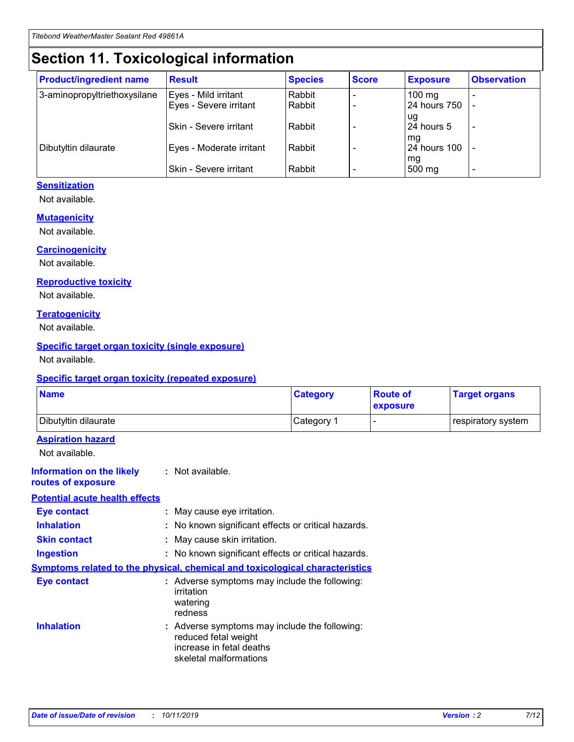# Section 11. Toxicological information

| Product/ingredient name | Result | Species | Score | Exposure | Observation |
|---|---|---|---|---|---|
| 3-aminopropyltriethoxysilane | Eyes - Mild irritant | Rabbit | - | 100 mg | - |
| | Eyes - Severe irritant | Rabbit | - | 24 hours 750 ug | - |
| | Skin - Severe irritant | Rabbit | - | 24 hours 5 mg | - |
| Dibutyltin dilaurate | Eyes - Moderate irritant | Rabbit | - | 24 hours 100 mg | - |
| | Skin - Severe irritant | Rabbit | - | 500 mg | - |

### Sensitization

Not available.

### Mutagenicity

Not available.

### Carcinogenicity

Not available.

### Reproductive toxicity

Not available.

### Teratogenicity

Not available.

### Specific target organ toxicity (single exposure)

Not available.

### Specific target organ toxicity (repeated exposure)

| Name | Category | Route of exposure | Target organs |
|---|---|---|---|
| Dibutyltin dilaurate | Category 1 | - | respiratory system |

### Aspiration hazard

Not available.

**Information on the likely routes of exposure** : Not available.

### Potential acute health effects

**Eye contact** : May cause eye irritation.

**Inhalation** : No known significant effects or critical hazards.

**Skin contact** : May cause skin irritation.

**Ingestion** : No known significant effects or critical hazards.

### Symptoms related to the physical, chemical and toxicological characteristics

**Eye contact** : Adverse symptoms may include the following:
irritation
watering
redness

**Inhalation** : Adverse symptoms may include the following:
reduced fetal weight
increase in fetal deaths
skeletal malformations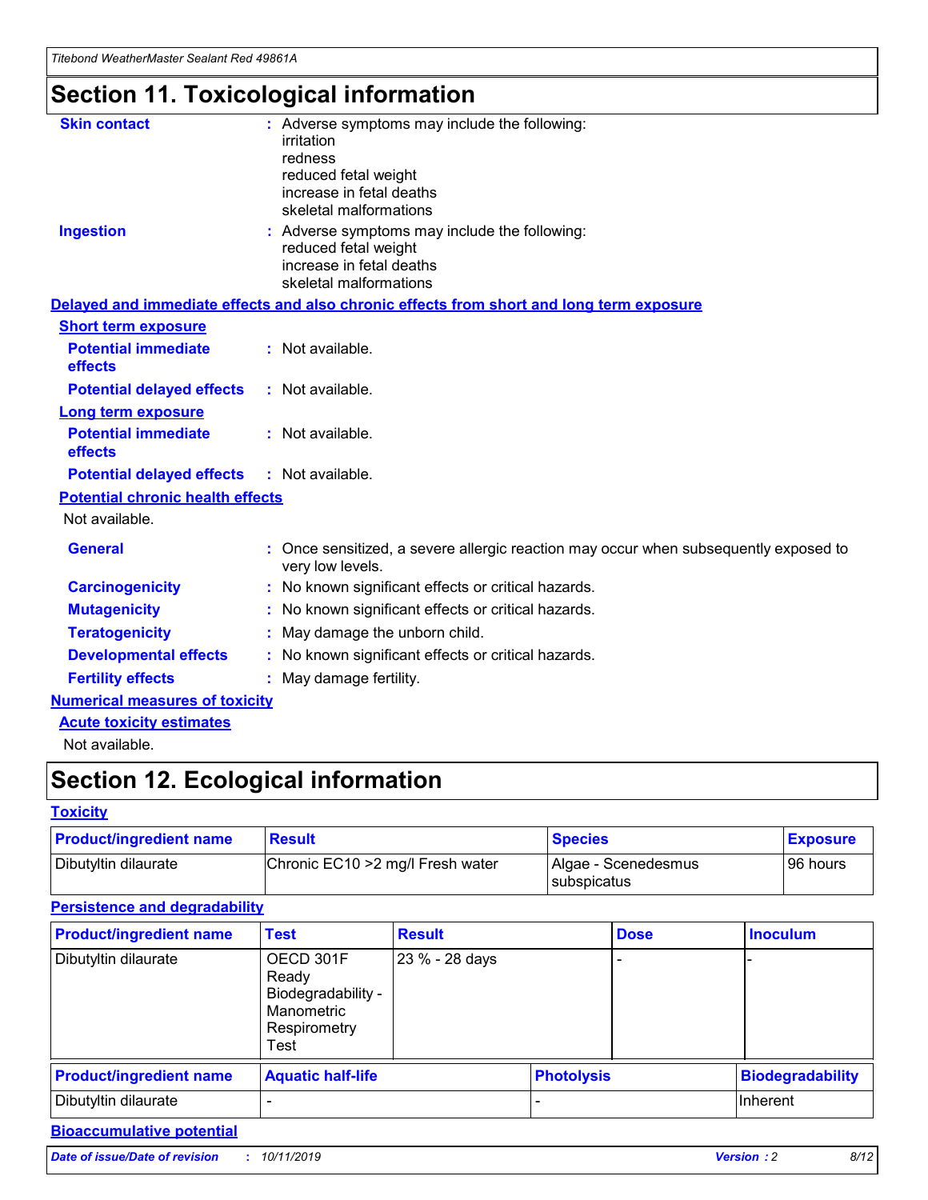# Section 11. Toxicological information

**Skin contact** : Adverse symptoms may include the following:
irritation
redness
reduced fetal weight
increase in fetal deaths
skeletal malformations

**Ingestion** : Adverse symptoms may include the following:
reduced fetal weight
increase in fetal deaths
skeletal malformations

**Delayed and immediate effects and also chronic effects from short and long term exposure**

**Short term exposure**

**Potential immediate effects** : Not available.

**Potential delayed effects** : Not available.

**Long term exposure**

**Potential immediate effects** : Not available.

**Potential delayed effects** : Not available.

**Potential chronic health effects**

Not available.

**General** : Once sensitized, a severe allergic reaction may occur when subsequently exposed to very low levels.

**Carcinogenicity** : No known significant effects or critical hazards.

**Mutagenicity** : No known significant effects or critical hazards.

**Teratogenicity** : May damage the unborn child.

**Developmental effects** : No known significant effects or critical hazards.

**Fertility effects** : May damage fertility.

**Numerical measures of toxicity**

**Acute toxicity estimates**

Not available.

# Section 12. Ecological information

**Toxicity**

| Product/ingredient name | Result | Species | Exposure |
|---|---|---|---|
| Dibutyltin dilaurate | Chronic EC10 >2 mg/l Fresh water | Algae - Scenedesmus subspicatus | 96 hours |

**Persistence and degradability**

| Product/ingredient name | Test | Result | Dose | Inoculum |
|---|---|---|---|---|
| Dibutyltin dilaurate | OECD 301F Ready Biodegradability - Manometric Respirometry Test | 23 % - 28 days | - | - |

| Product/ingredient name | Aquatic half-life | Photolysis | Biodegradability |
|---|---|---|---|
| Dibutyltin dilaurate | - | - | Inherent |

**Bioaccumulative potential**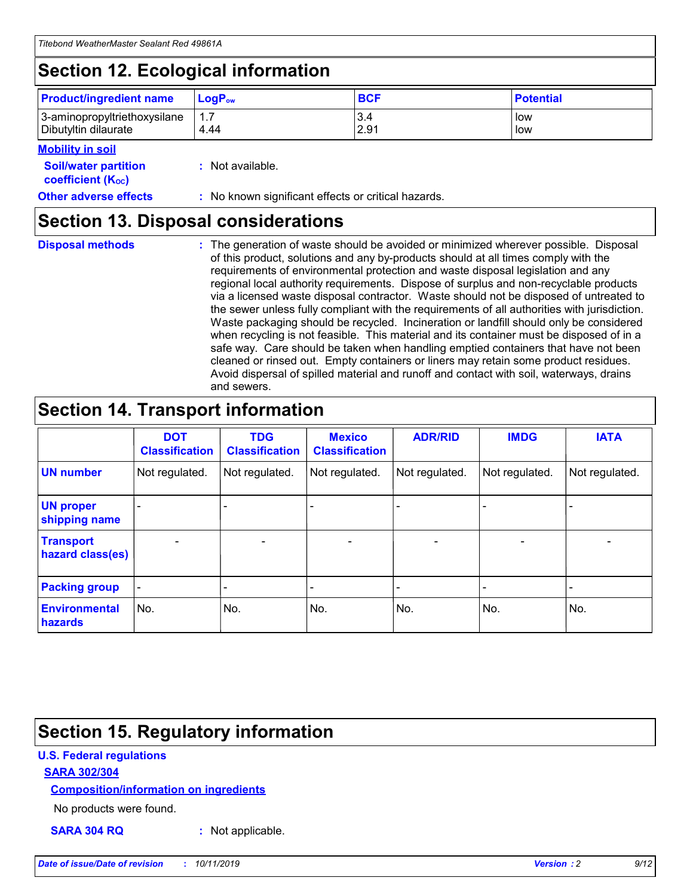## Section 12. Ecological information

| Product/ingredient name | $LogP_{ow}$ | BCF | Potential |
|---|---|---|---|
| 3-aminopropyltriethoxysilane | 1.7 | 3.4 | low |
| Dibutyltin dilaurate | 4.44 | 2.91 | low |

**Mobility in soil**

**Soil/water partition coefficient ($K_{OC}$)** : Not available.

**Other adverse effects** : No known significant effects or critical hazards.

## Section 13. Disposal considerations

**Disposal methods** : The generation of waste should be avoided or minimized wherever possible. Disposal of this product, solutions and any by-products should at all times comply with the requirements of environmental protection and waste disposal legislation and any regional local authority requirements. Dispose of surplus and non-recyclable products via a licensed waste disposal contractor. Waste should not be disposed of untreated to the sewer unless fully compliant with the requirements of all authorities with jurisdiction. Waste packaging should be recycled. Incineration or landfill should only be considered when recycling is not feasible. This material and its container must be disposed of in a safe way. Care should be taken when handling emptied containers that have not been cleaned or rinsed out. Empty containers or liners may retain some product residues. Avoid dispersal of spilled material and runoff and contact with soil, waterways, drains and sewers.

## Section 14. Transport information

| | DOT Classification | TDG Classification | Mexico Classification | ADR/RID | IMDG | IATA |
|---|---|---|---|---|---|---|
| UN number | Not regulated. | Not regulated. | Not regulated. | Not regulated. | Not regulated. | Not regulated. |
| UN proper shipping name | - | - | - | - | - | - |
| Transport hazard class(es) | - | - | - | - | - | - |
| Packing group | - | - | - | - | - | - |
| Environmental hazards | No. | No. | No. | No. | No. | No. |

## Section 15. Regulatory information

**U.S. Federal regulations**

**SARA 302/304**

**Composition/information on ingredients**

No products were found.

**SARA 304 RQ** : Not applicable.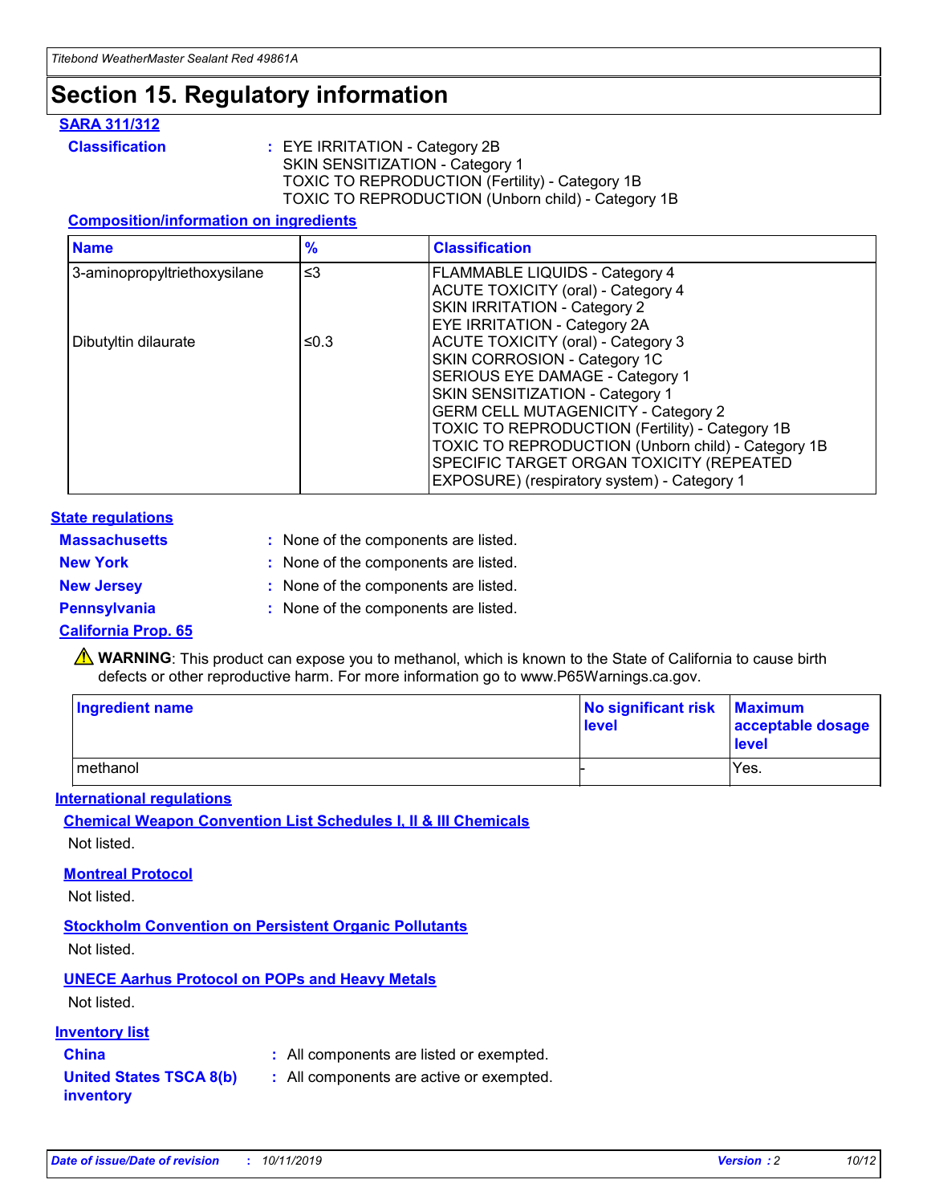# Section 15. Regulatory information

**SARA 311/312**

**Classification** : EYE IRRITATION - Category 2B
SKIN SENSITIZATION - Category 1
TOXIC TO REPRODUCTION (Fertility) - Category 1B
TOXIC TO REPRODUCTION (Unborn child) - Category 1B

**Composition/information on ingredients**

| Name | % | Classification |
|---|---|---|
| 3-aminopropyltriethoxysilane | ≤3 | FLAMMABLE LIQUIDS - Category 4<br>ACUTE TOXICITY (oral) - Category 4<br>SKIN IRRITATION - Category 2<br>EYE IRRITATION - Category 2A |
| Dibutyltin dilaurate | ≤0.3 | ACUTE TOXICITY (oral) - Category 3<br>SKIN CORROSION - Category 1C<br>SERIOUS EYE DAMAGE - Category 1<br>SKIN SENSITIZATION - Category 1<br>GERM CELL MUTAGENICITY - Category 2<br>TOXIC TO REPRODUCTION (Fertility) - Category 1B<br>TOXIC TO REPRODUCTION (Unborn child) - Category 1B<br>SPECIFIC TARGET ORGAN TOXICITY (REPEATED EXPOSURE) (respiratory system) - Category 1 |

**State regulations**

**Massachusetts** : None of the components are listed.

**New York** : None of the components are listed.

**New Jersey** : None of the components are listed.

**Pennsylvania** : None of the components are listed.

**California Prop. 65**

⚠ **WARNING**: This product can expose you to methanol, which is known to the State of California to cause birth defects or other reproductive harm. For more information go to www.P65Warnings.ca.gov.

| Ingredient name | No significant risk level | Maximum acceptable dosage level |
|---|---|---|
| methanol | - | Yes. |

**International regulations**

**Chemical Weapon Convention List Schedules I, II & III Chemicals**

Not listed.

**Montreal Protocol**

Not listed.

**Stockholm Convention on Persistent Organic Pollutants**

Not listed.

**UNECE Aarhus Protocol on POPs and Heavy Metals**

Not listed.

**Inventory list**

**China** : All components are listed or exempted.

**United States TSCA 8(b) inventory** : All components are active or exempted.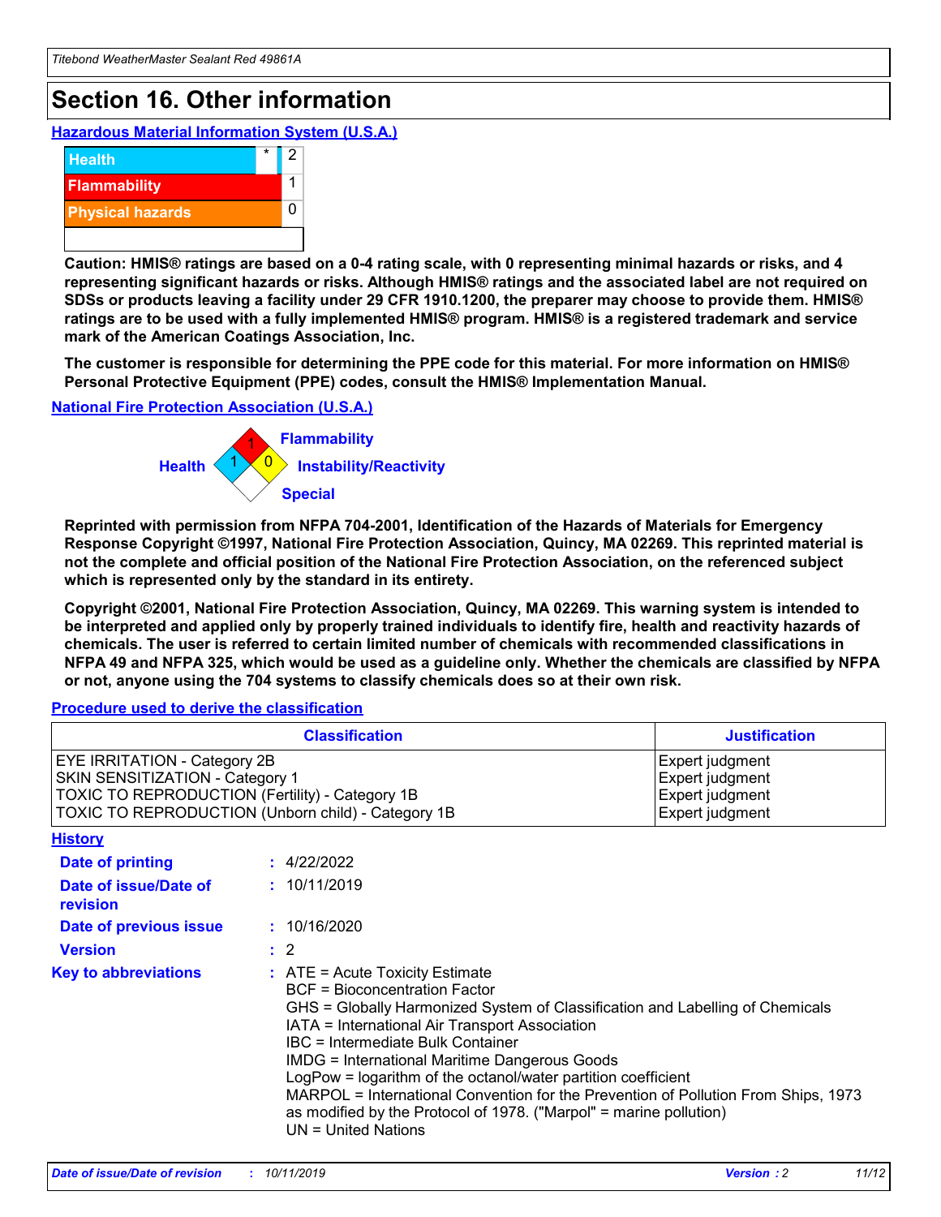# Section 16. Other information

## Hazardous Material Information System (U.S.A.)

| | | |
|---|---|---|
| Health | * | 2 |
| Flammability | | 1 |
| Physical hazards | | 0 |

**Caution: HMIS® ratings are based on a 0-4 rating scale, with 0 representing minimal hazards or risks, and 4 representing significant hazards or risks. Although HMIS® ratings and the associated label are not required on SDSs or products leaving a facility under 29 CFR 1910.1200, the preparer may choose to provide them. HMIS® ratings are to be used with a fully implemented HMIS® program. HMIS® is a registered trademark and service mark of the American Coatings Association, Inc.**

**The customer is responsible for determining the PPE code for this material. For more information on HMIS® Personal Protective Equipment (PPE) codes, consult the HMIS® Implementation Manual.**

## National Fire Protection Association (U.S.A.)

Flammability: 1
Health: 1
Instability/Reactivity: 0
Special:

**Reprinted with permission from NFPA 704-2001, Identification of the Hazards of Materials for Emergency Response Copyright ©1997, National Fire Protection Association, Quincy, MA 02269. This reprinted material is not the complete and official position of the National Fire Protection Association, on the referenced subject which is represented only by the standard in its entirety.**

**Copyright ©2001, National Fire Protection Association, Quincy, MA 02269. This warning system is intended to be interpreted and applied only by properly trained individuals to identify fire, health and reactivity hazards of chemicals. The user is referred to certain limited number of chemicals with recommended classifications in NFPA 49 and NFPA 325, which would be used as a guideline only. Whether the chemicals are classified by NFPA or not, anyone using the 704 systems to classify chemicals does so at their own risk.**

## Procedure used to derive the classification

| Classification | Justification |
|---|---|
| EYE IRRITATION - Category 2B | Expert judgment |
| SKIN SENSITIZATION - Category 1 | Expert judgment |
| TOXIC TO REPRODUCTION (Fertility) - Category 1B | Expert judgment |
| TOXIC TO REPRODUCTION (Unborn child) - Category 1B | Expert judgment |

## History

**Date of printing** : 4/22/2022

**Date of issue/Date of revision** : 10/11/2019

**Date of previous issue** : 10/16/2020

**Version** : 2

**Key to abbreviations** :
ATE = Acute Toxicity Estimate
BCF = Bioconcentration Factor
GHS = Globally Harmonized System of Classification and Labelling of Chemicals
IATA = International Air Transport Association
IBC = Intermediate Bulk Container
IMDG = International Maritime Dangerous Goods
LogPow = logarithm of the octanol/water partition coefficient
MARPOL = International Convention for the Prevention of Pollution From Ships, 1973 as modified by the Protocol of 1978. ("Marpol" = marine pollution)
UN = United Nations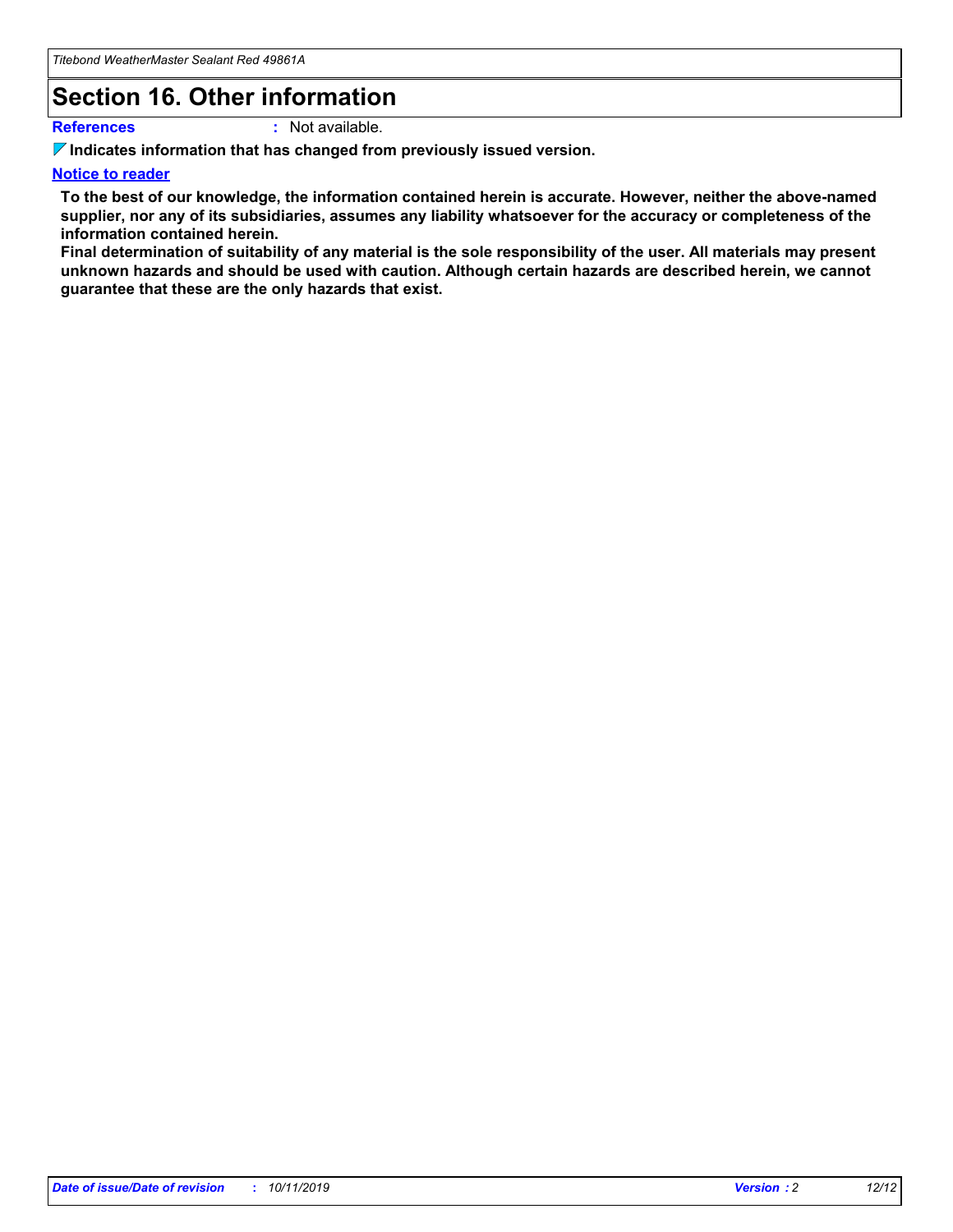# Section 16. Other information

**References** : Not available.

**Indicates information that has changed from previously issued version.**

**Notice to reader**

**To the best of our knowledge, the information contained herein is accurate. However, neither the above-named supplier, nor any of its subsidiaries, assumes any liability whatsoever for the accuracy or completeness of the information contained herein.**

**Final determination of suitability of any material is the sole responsibility of the user. All materials may present unknown hazards and should be used with caution. Although certain hazards are described herein, we cannot guarantee that these are the only hazards that exist.**